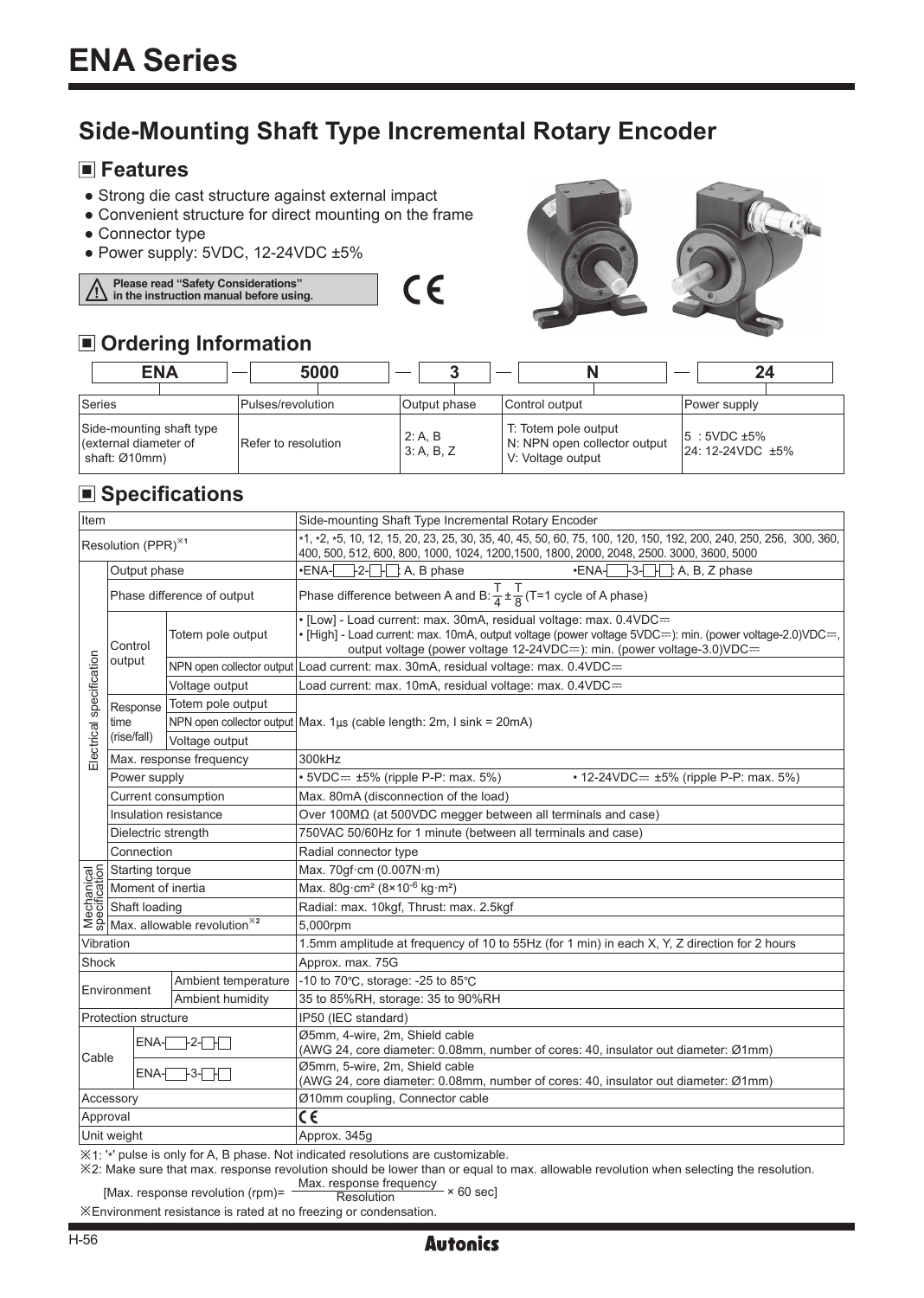# ENA Series

## Side-Mounting Shaft Type Incremental Rotary Encoder

### Features

- Strong die cast structure against external impact
- Convenient structure for direct mounting on the frame
- Connector type
- Power supply: 5VDC, 12-24VDC ±5%

⚠ Please read "Safety Considerations" in the instruction manual before using.

CE

### Ordering Information

| ENA | 5000 | 3 | N | 24 |
|---|---|---|---|---|
| Series | Pulses/revolution | Output phase | Control output | Power supply |
| Side-mounting shaft type (external diameter of shaft: Ø10mm) | Refer to resolution | 2: A, B<br>3: A, B, Z | T: Totem pole output<br>N: NPN open collector output<br>V: Voltage output | 5 : 5VDC ±5%<br>24: 12-24VDC ±5% |

### Specifications

| Item | | | Side-mounting Shaft Type Incremental Rotary Encoder |
|---|---|---|---|
| Resolution (PPR)※1 | | | *1, *2, *5, 10, 12, 15, 20, 23, 25, 30, 35, 40, 45, 50, 60, 75, 100, 120, 150, 192, 200, 240, 250, 256, 300, 360, 400, 500, 512, 600, 800, 1000, 1024, 1200,1500, 1800, 2000, 2048, 2500. 3000, 3600, 5000 |
| Electrical specification | Output phase | | •ENA-□-2-□-□: A, B phase &nbsp;&nbsp; •ENA-□-3-□-□: A, B, Z phase |
| | Phase difference of output | | Phase difference between A and B: $\frac{T}{4} \pm \frac{T}{8}$ (T=1 cycle of A phase) |
| | Control output | Totem pole output | • [Low] - Load current: max. 30mA, residual voltage: max. 0.4VDC⎓<br>• [High] - Load current: max. 10mA, output voltage (power voltage 5VDC⎓): min. (power voltage-2.0)VDC⎓, output voltage (power voltage 12-24VDC⎓): min. (power voltage-3.0)VDC⎓ |
| | | NPN open collector output | Load current: max. 30mA, residual voltage: max. 0.4VDC⎓ |
| | | Voltage output | Load current: max. 10mA, residual voltage: max. 0.4VDC⎓ |
| | Response time (rise/fall) | Totem pole output | Max. 1μs (cable length: 2m, I sink = 20mA) |
| | | NPN open collector output | |
| | | Voltage output | |
| | Max. response frequency | | 300kHz |
| | Power supply | | • 5VDC⎓ ±5% (ripple P-P: max. 5%) &nbsp;&nbsp; • 12-24VDC⎓ ±5% (ripple P-P: max. 5%) |
| | Current consumption | | Max. 80mA (disconnection of the load) |
| | Insulation resistance | | Over 100MΩ (at 500VDC megger between all terminals and case) |
| | Dielectric strength | | 750VAC 50/60Hz for 1 minute (between all terminals and case) |
| | Connection | | Radial connector type |
| Mechanical specification | Starting torque | | Max. 70gf·cm (0.007N·m) |
| | Moment of inertia | | Max. 80g·cm² (8×10⁻⁶ kg·m²) |
| | Shaft loading | | Radial: max. 10kgf, Thrust: max. 2.5kgf |
| | Max. allowable revolution※2 | | 5,000rpm |
| Vibration | | | 1.5mm amplitude at frequency of 10 to 55Hz (for 1 min) in each X, Y, Z direction for 2 hours |
| Shock | | | Approx. max. 75G |
| Environment | | Ambient temperature | -10 to 70℃, storage: -25 to 85℃ |
| | | Ambient humidity | 35 to 85%RH, storage: 35 to 90%RH |
| Protection structure | | | IP50 (IEC standard) |
| Cable | ENA-□-2-□-□ | | Ø5mm, 4-wire, 2m, Shield cable<br>(AWG 24, core diameter: 0.08mm, number of cores: 40, insulator out diameter: Ø1mm) |
| | ENA-□-3-□-□ | | Ø5mm, 5-wire, 2m, Shield cable<br>(AWG 24, core diameter: 0.08mm, number of cores: 40, insulator out diameter: Ø1mm) |
| Accessory | | | Ø10mm coupling, Connector cable |
| Approval | | | CE |
| Unit weight | | | Approx. 345g |

※1: '*' pulse is only for A, B phase. Not indicated resolutions are customizable.

※2: Make sure that max. response revolution should be lower than or equal to max. allowable revolution when selecting the resolution.

[Max. response revolution (rpm)= $\frac{\text{Max. response frequency}}{\text{Resolution}} \times 60$ sec]

※Environment resistance is rated at no freezing or condensation.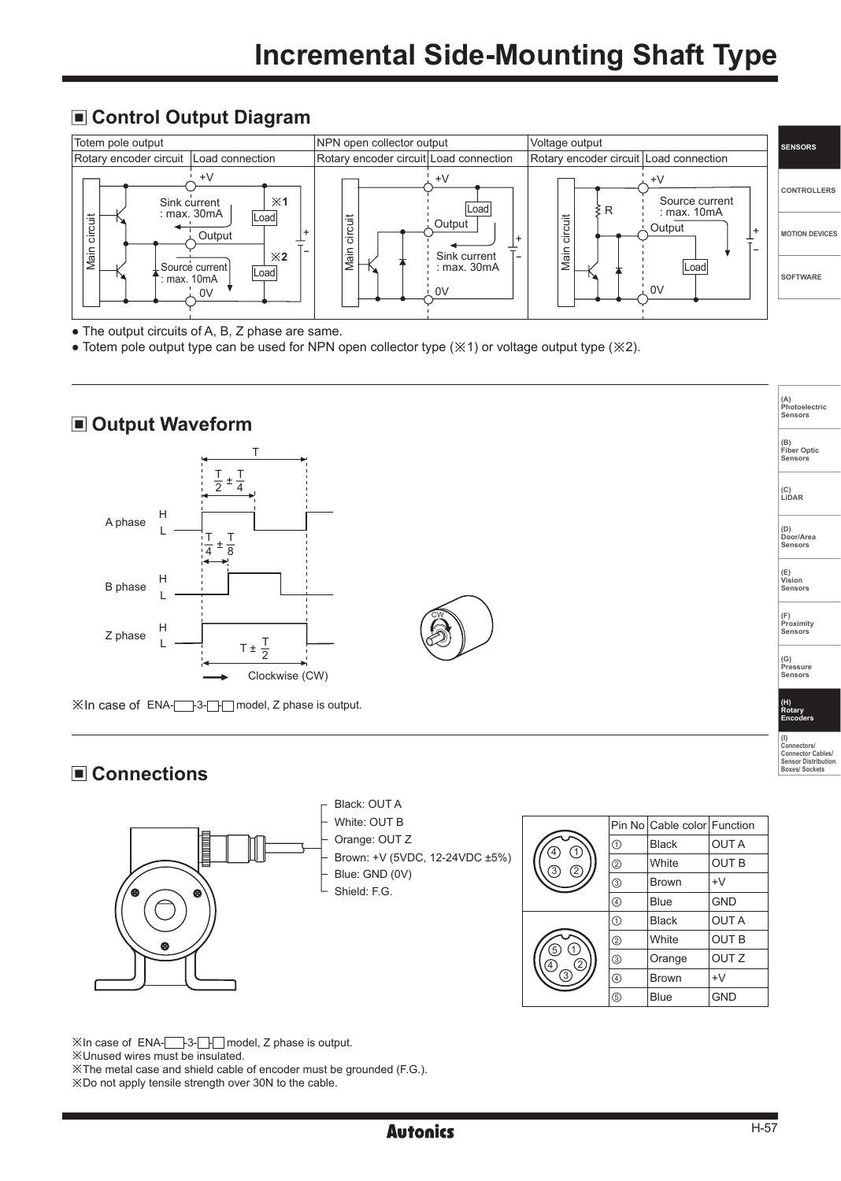# Incremental Side-Mounting Shaft Type

## ■ Control Output Diagram

| Totem pole output | | NPN open collector output | | Voltage output | |
|---|---|---|---|---|---|
| Rotary encoder circuit | Load connection | Rotary encoder circuit | Load connection | Rotary encoder circuit | Load connection |

- The output circuits of A, B, Z phase are same.
- Totem pole output type can be used for NPN open collector type (※1) or voltage output type (※2).

## ■ Output Waveform

※In case of ENA-□-3-□-□ model, Z phase is output.

## ■ Connections

- Black: OUT A
- White: OUT B
- Orange: OUT Z
- Brown: +V (5VDC, 12-24VDC ±5%)
- Blue: GND (0V)
- Shield: F.G.

| Pin No | Cable color | Function |
|---|---|---|
| ① | Black | OUT A |
| ② | White | OUT B |
| ③ | Brown | +V |
| ④ | Blue | GND |

| Pin No | Cable color | Function |
|---|---|---|
| ① | Black | OUT A |
| ② | White | OUT B |
| ③ | Orange | OUT Z |
| ④ | Brown | +V |
| ⑤ | Blue | GND |

※In case of ENA-□-3-□-□ model, Z phase is output.
※Unused wires must be insulated.
※The metal case and shield cable of encoder must be grounded (F.G.).
※Do not apply tensile strength over 30N to the cable.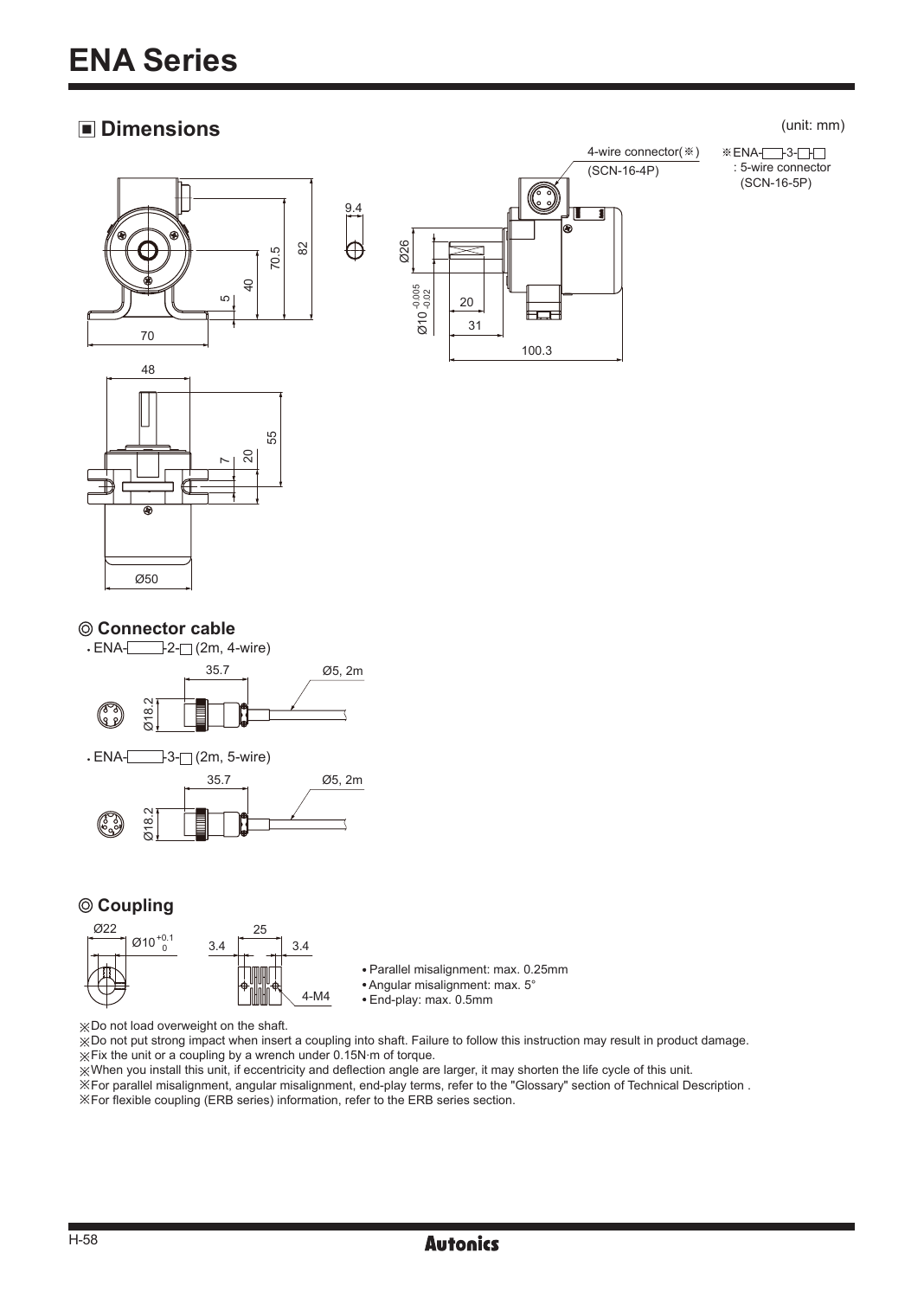# ENA Series

## ■ Dimensions

(unit: mm)

4-wire connector(※)
(SCN-16-4P)

※ENA-□-3-□-□
: 5-wire connector
(SCN-16-5P)

70
5
40
70.5
82
9.4
Ø26
$Ø10^{-0.005}_{-0.02}$
20
31
100.3
48
7
20
55
Ø50

### ◎ Connector cable

- ENA-□-2-□ (2m, 4-wire)

35.7
Ø5, 2m
Ø18.2

- ENA-□-3-□ (2m, 5-wire)

35.7
Ø5, 2m
Ø18.2

### ◎ Coupling

Ø22
$Ø10^{+0.1}_{0}$
25
3.4
3.4
4-M4

- Parallel misalignment: max. 0.25mm
- Angular misalignment: max. 5°
- End-play: max. 0.5mm

※Do not load overweight on the shaft.
※Do not put strong impact when insert a coupling into shaft. Failure to follow this instruction may result in product damage.
※Fix the unit or a coupling by a wrench under 0.15N·m of torque.
※When you install this unit, if eccentricity and deflection angle are larger, it may shorten the life cycle of this unit.
※For parallel misalignment, angular misalignment, end-play terms, refer to the "Glossary" section of Technical Description .
※For flexible coupling (ERB series) information, refer to the ERB series section.